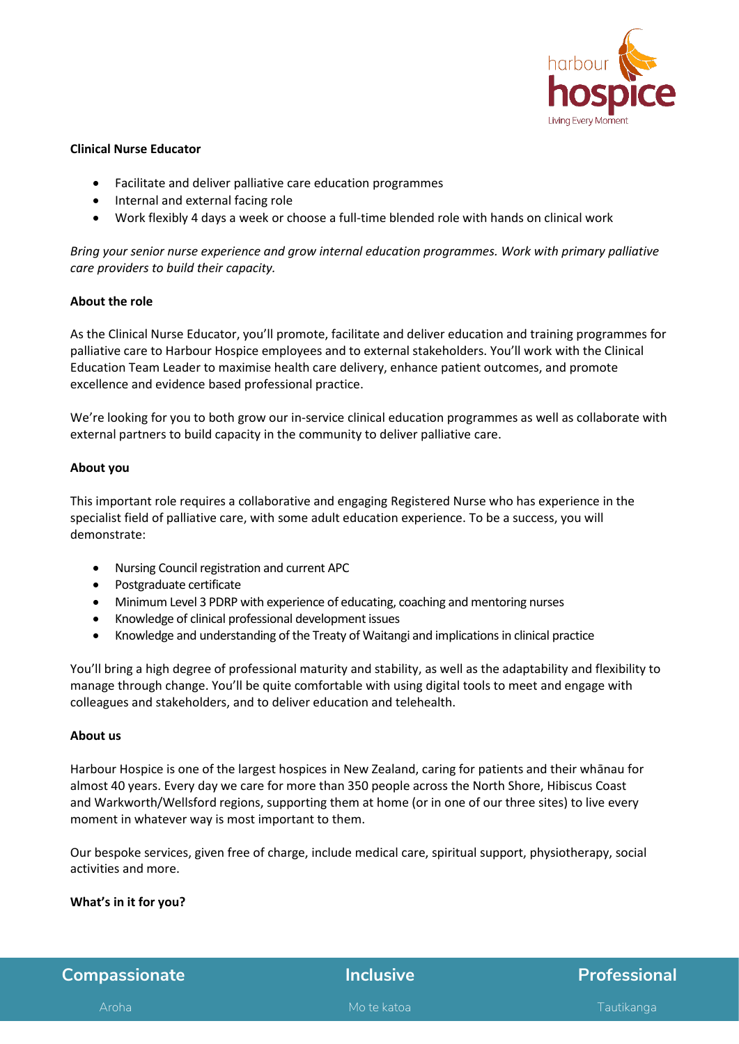**Clinical Nurse Educator**

- Facilitate and deliver palliative care education programmes
- Internal and external facing role
- Work flexibly 4 days a week or choose a full-time blended role with hands on clinical work

*Bring your senior nurse experience and grow internal education programmes. Work with primary palliative care providers to build their capacity.*

**About the role**

As the Clinical Nurse Educator, you'll promote, facilitate and deliver education and training programmes for palliative care to Harbour Hospice employees and to external stakeholders. You'll work with the Clinical Education Team Leader to maximise health care delivery, enhance patient outcomes, and promote excellence and evidence based professional practice.

We're looking for you to both grow our in-service clinical education programmes as well as collaborate with external partners to build capacity in the community to deliver palliative care.

**About you**

This important role requires a collaborative and engaging Registered Nurse who has experience in the specialist field of palliative care, with some adult education experience. To be a success, you will demonstrate:

- Nursing Council registration and current APC
- Postgraduate certificate
- Minimum Level 3 PDRP with experience of educating, coaching and mentoring nurses
- Knowledge of clinical professional development issues
- Knowledge and understanding of the Treaty of Waitangi and implications in clinical practice

You'll bring a high degree of professional maturity and stability, as well as the adaptability and flexibility to manage through change. You'll be quite comfortable with using digital tools to meet and engage with colleagues and stakeholders, and to deliver education and telehealth.

**About us**

Harbour Hospice is one of the largest hospices in New Zealand, caring for patients and their whānau for almost 40 years. Every day we care for more than 350 people across the North Shore, Hibiscus Coast and Warkworth/Wellsford regions, supporting them at home (or in one of our three sites) to live every moment in whatever way is most important to them.

Our bespoke services, given free of charge, include medical care, spiritual support, physiotherapy, social activities and more.

**What's in it for you?**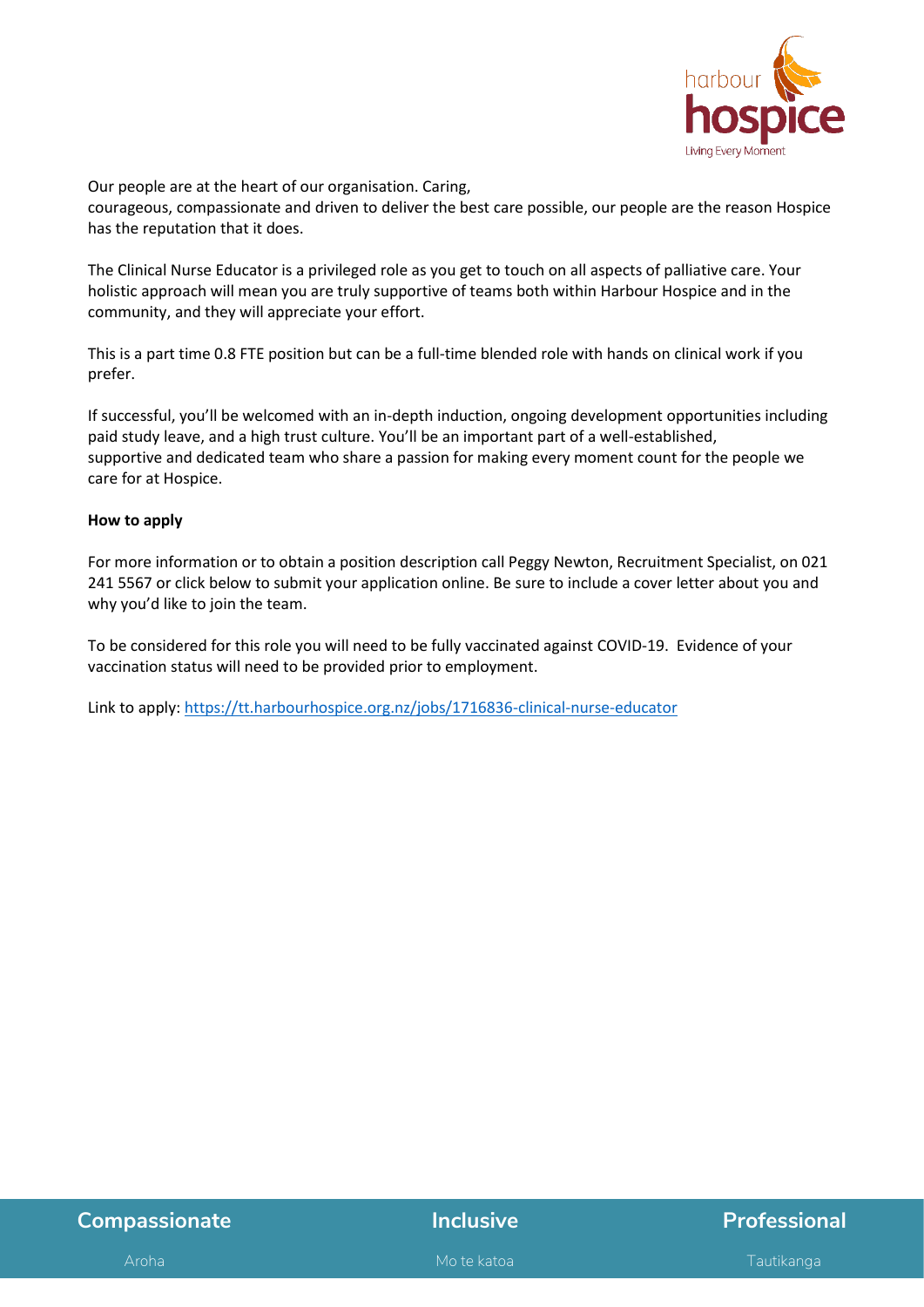Our people are at the heart of our organisation. Caring, courageous, compassionate and driven to deliver the best care possible, our people are the reason Hospice has the reputation that it does.

The Clinical Nurse Educator is a privileged role as you get to touch on all aspects of palliative care. Your holistic approach will mean you are truly supportive of teams both within Harbour Hospice and in the community, and they will appreciate your effort.

This is a part time 0.8 FTE position but can be a full-time blended role with hands on clinical work if you prefer.

If successful, you'll be welcomed with an in-depth induction, ongoing development opportunities including paid study leave, and a high trust culture. You'll be an important part of a well-established, supportive and dedicated team who share a passion for making every moment count for the people we care for at Hospice.

**How to apply**

For more information or to obtain a position description call Peggy Newton, Recruitment Specialist, on 021 241 5567 or click below to submit your application online. Be sure to include a cover letter about you and why you'd like to join the team.

To be considered for this role you will need to be fully vaccinated against COVID-19. Evidence of your vaccination status will need to be provided prior to employment.

Link to apply: https://tt.harbourhospice.org.nz/jobs/1716836-clinical-nurse-educator